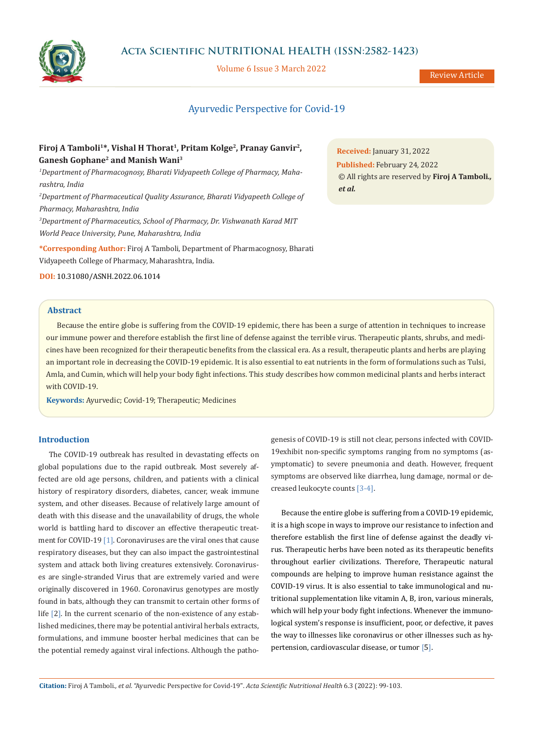# Ayurvedic Perspective for Covid-19

**Firoj A Tamboli[1]\*, Vishal H Thorat[1], Pritam Kolge[2], Pranay Ganvir[2], Ganesh Gophane[2] and Manish Wani[3]**

[1]*Department of Pharmacognosy, Bharati Vidyapeeth College of Pharmacy, Maharashtra, India*

[2]*Department of Pharmaceutical Quality Assurance, Bharati Vidyapeeth College of Pharmacy, Maharashtra, India*

[3]*Department of Pharmaceutics, School of Pharmacy, Dr. Vishwanath Karad MIT World Peace University, Pune, Maharashtra, India*

**\*Corresponding Author:** Firoj A Tamboli, Department of Pharmacognosy, Bharati Vidyapeeth College of Pharmacy, Maharashtra, India.

**DOI:** 10.31080/ASNH.2022.06.1014

**Received:** January 31, 2022
**Published:** February 24, 2022
© All rights are reserved by **Firoj A Tamboli., *et al.***

## Abstract

Because the entire globe is suffering from the COVID-19 epidemic, there has been a surge of attention in techniques to increase our immune power and therefore establish the first line of defense against the terrible virus. Therapeutic plants, shrubs, and medicines have been recognized for their therapeutic benefits from the classical era. As a result, therapeutic plants and herbs are playing an important role in decreasing the COVID-19 epidemic. It is also essential to eat nutrients in the form of formulations such as Tulsi, Amla, and Cumin, which will help your body fight infections. This study describes how common medicinal plants and herbs interact with COVID-19.

**Keywords:** Ayurvedic; Covid-19; Therapeutic; Medicines

## Introduction

The COVID-19 outbreak has resulted in devastating effects on global populations due to the rapid outbreak. Most severely affected are old age persons, children, and patients with a clinical history of respiratory disorders, diabetes, cancer, weak immune system, and other diseases. Because of relatively large amount of death with this disease and the unavailability of drugs, the whole world is battling hard to discover an effective therapeutic treatment for COVID-19 [1]. Coronaviruses are the viral ones that cause respiratory diseases, but they can also impact the gastrointestinal system and attack both living creatures extensively. Coronaviruses are single-stranded Virus that are extremely varied and were originally discovered in 1960. Coronavirus genotypes are mostly found in bats, although they can transmit to certain other forms of life [2]. In the current scenario of the non-existence of any established medicines, there may be potential antiviral herbals extracts, formulations, and immune booster herbal medicines that can be the potential remedy against viral infections. Although the pathogenesis of COVID-19 is still not clear, persons infected with COVID-19exhibit non-specific symptoms ranging from no symptoms (asymptomatic) to severe pneumonia and death. However, frequent symptoms are observed like diarrhea, lung damage, normal or decreased leukocyte counts [3-4].

Because the entire globe is suffering from a COVID-19 epidemic, it is a high scope in ways to improve our resistance to infection and therefore establish the first line of defense against the deadly virus. Therapeutic herbs have been noted as its therapeutic benefits throughout earlier civilizations. Therefore, Therapeutic natural compounds are helping to improve human resistance against the COVID-19 virus. It is also essential to take immunological and nutritional supplementation like vitamin A, B, iron, various minerals, which will help your body fight infections. Whenever the immunological system's response is insufficient, poor, or defective, it paves the way to illnesses like coronavirus or other illnesses such as hypertension, cardiovascular disease, or tumor [5].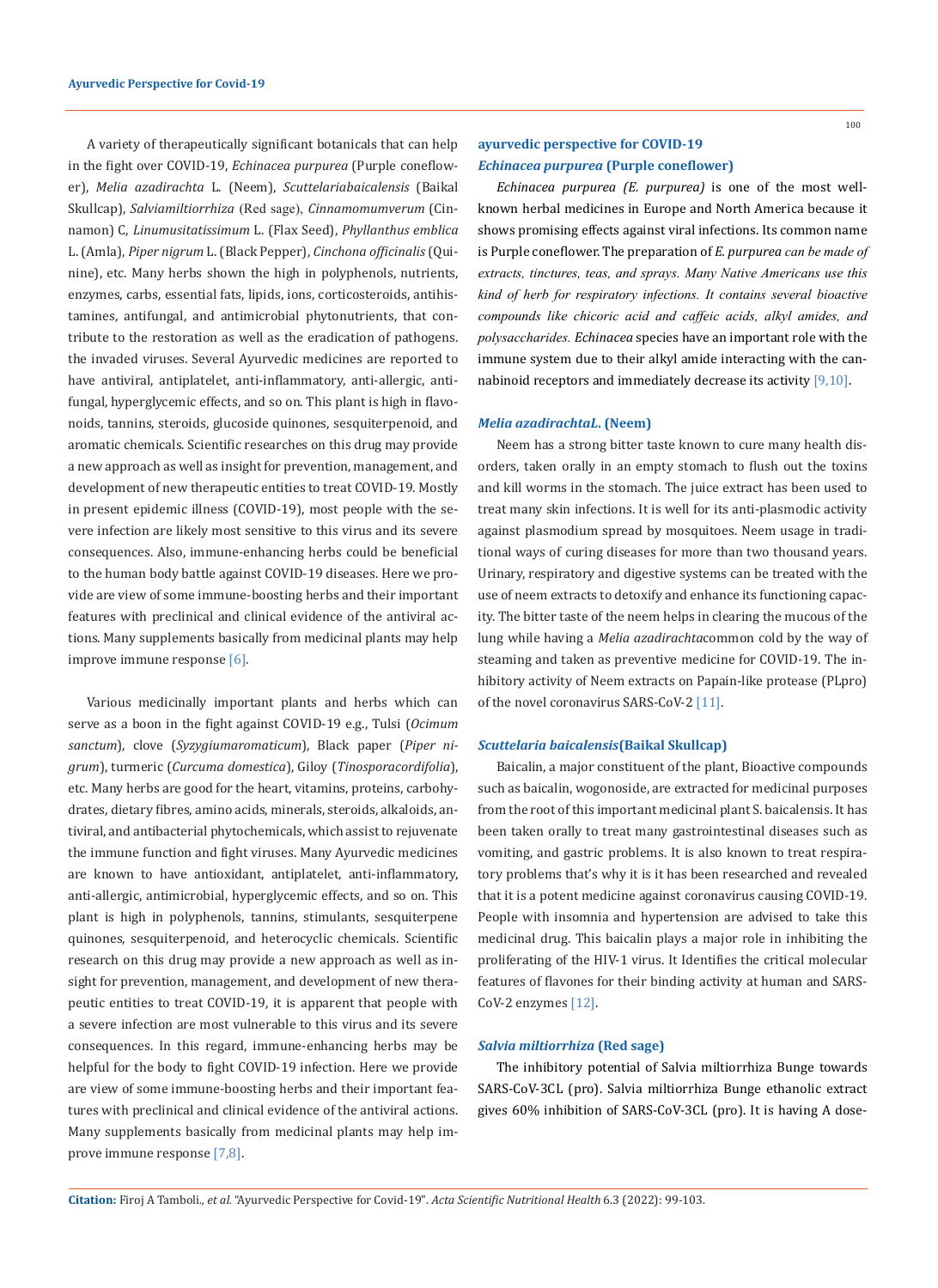A variety of therapeutically significant botanicals that can help in the fight over COVID-19, *Echinacea purpurea* (Purple coneflower), *Melia azadirachta* L. (Neem), *Scuttelariabaicalensis* (Baikal Skullcap), *Salviamiltiorrhiza* (Red sage), *Cinnamomumverum* (Cinnamon) C, *Linumusitatissimum* L. (Flax Seed), *Phyllanthus emblica* L. (Amla), *Piper nigrum* L. (Black Pepper), *Cinchona officinalis* (Quinine), etc. Many herbs shown the high in polyphenols, nutrients, enzymes, carbs, essential fats, lipids, ions, corticosteroids, antihistamines, antifungal, and antimicrobial phytonutrients, that contribute to the restoration as well as the eradication of pathogens. the invaded viruses. Several Ayurvedic medicines are reported to have antiviral, antiplatelet, anti-inflammatory, anti-allergic, antifungal, hyperglycemic effects, and so on. This plant is high in flavonoids, tannins, steroids, glucoside quinones, sesquiterpenoid, and aromatic chemicals. Scientific researches on this drug may provide a new approach as well as insight for prevention, management, and development of new therapeutic entities to treat COVID-19. Mostly in present epidemic illness (COVID-19), most people with the severe infection are likely most sensitive to this virus and its severe consequences. Also, immune-enhancing herbs could be beneficial to the human body battle against COVID-19 diseases. Here we provide are view of some immune-boosting herbs and their important features with preclinical and clinical evidence of the antiviral actions. Many supplements basically from medicinal plants may help improve immune response [6].

Various medicinally important plants and herbs which can serve as a boon in the fight against COVID-19 e.g., Tulsi (*Ocimum sanctum*), clove (*Syzygiumaromaticum*), Black paper (*Piper nigrum*), turmeric (*Curcuma domestica*), Giloy (*Tinosporacordifolia*), etc. Many herbs are good for the heart, vitamins, proteins, carbohydrates, dietary fibres, amino acids, minerals, steroids, alkaloids, antiviral, and antibacterial phytochemicals, which assist to rejuvenate the immune function and fight viruses. Many Ayurvedic medicines are known to have antioxidant, antiplatelet, anti-inflammatory, anti-allergic, antimicrobial, hyperglycemic effects, and so on. This plant is high in polyphenols, tannins, stimulants, sesquiterpene quinones, sesquiterpenoid, and heterocyclic chemicals. Scientific research on this drug may provide a new approach as well as insight for prevention, management, and development of new therapeutic entities to treat COVID-19, it is apparent that people with a severe infection are most vulnerable to this virus and its severe consequences. In this regard, immune-enhancing herbs may be helpful for the body to fight COVID-19 infection. Here we provide are view of some immune-boosting herbs and their important features with preclinical and clinical evidence of the antiviral actions. Many supplements basically from medicinal plants may help improve immune response [7,8].

## ayurvedic perspective for COVID-19

### *Echinacea purpurea* (Purple coneflower)

*Echinacea purpurea (E. purpurea)* is one of the most well-known herbal medicines in Europe and North America because it shows promising effects against viral infections. Its common name is Purple coneflower. The preparation of *E. purpurea* can be made of extracts, tinctures, teas, and sprays. Many Native Americans use this kind of herb for respiratory infections. It contains several bioactive compounds like chicoric acid and caffeic acids, alkyl amides, and polysaccharides. *Echinacea* species have an important role with the immune system due to their alkyl amide interacting with the cannabinoid receptors and immediately decrease its activity [9,10].

### *Melia azadirachtaL.* (Neem)

Neem has a strong bitter taste known to cure many health disorders, taken orally in an empty stomach to flush out the toxins and kill worms in the stomach. The juice extract has been used to treat many skin infections. It is well for its anti-plasmodic activity against plasmodium spread by mosquitoes. Neem usage in traditional ways of curing diseases for more than two thousand years. Urinary, respiratory and digestive systems can be treated with the use of neem extracts to detoxify and enhance its functioning capacity. The bitter taste of the neem helps in clearing the mucous of the lung while having a *Melia azadirachta*common cold by the way of steaming and taken as preventive medicine for COVID-19. The inhibitory activity of Neem extracts on Papain-like protease (PLpro) of the novel coronavirus SARS-CoV-2 [11].

### *Scuttelaria baicalensis*(Baikal Skullcap)

Baicalin, a major constituent of the plant, Bioactive compounds such as baicalin, wogonoside, are extracted for medicinal purposes from the root of this important medicinal plant S. baicalensis. It has been taken orally to treat many gastrointestinal diseases such as vomiting, and gastric problems. It is also known to treat respiratory problems that's why it is it has been researched and revealed that it is a potent medicine against coronavirus causing COVID-19. People with insomnia and hypertension are advised to take this medicinal drug. This baicalin plays a major role in inhibiting the proliferating of the HIV-1 virus. It Identifies the critical molecular features of flavones for their binding activity at human and SARS-CoV-2 enzymes [12].

### *Salvia miltiorrhiza* (Red sage)

The inhibitory potential of Salvia miltiorrhiza Bunge towards SARS-CoV-3CL (pro). Salvia miltiorrhiza Bunge ethanolic extract gives 60% inhibition of SARS-CoV-3CL (pro). It is having A dose-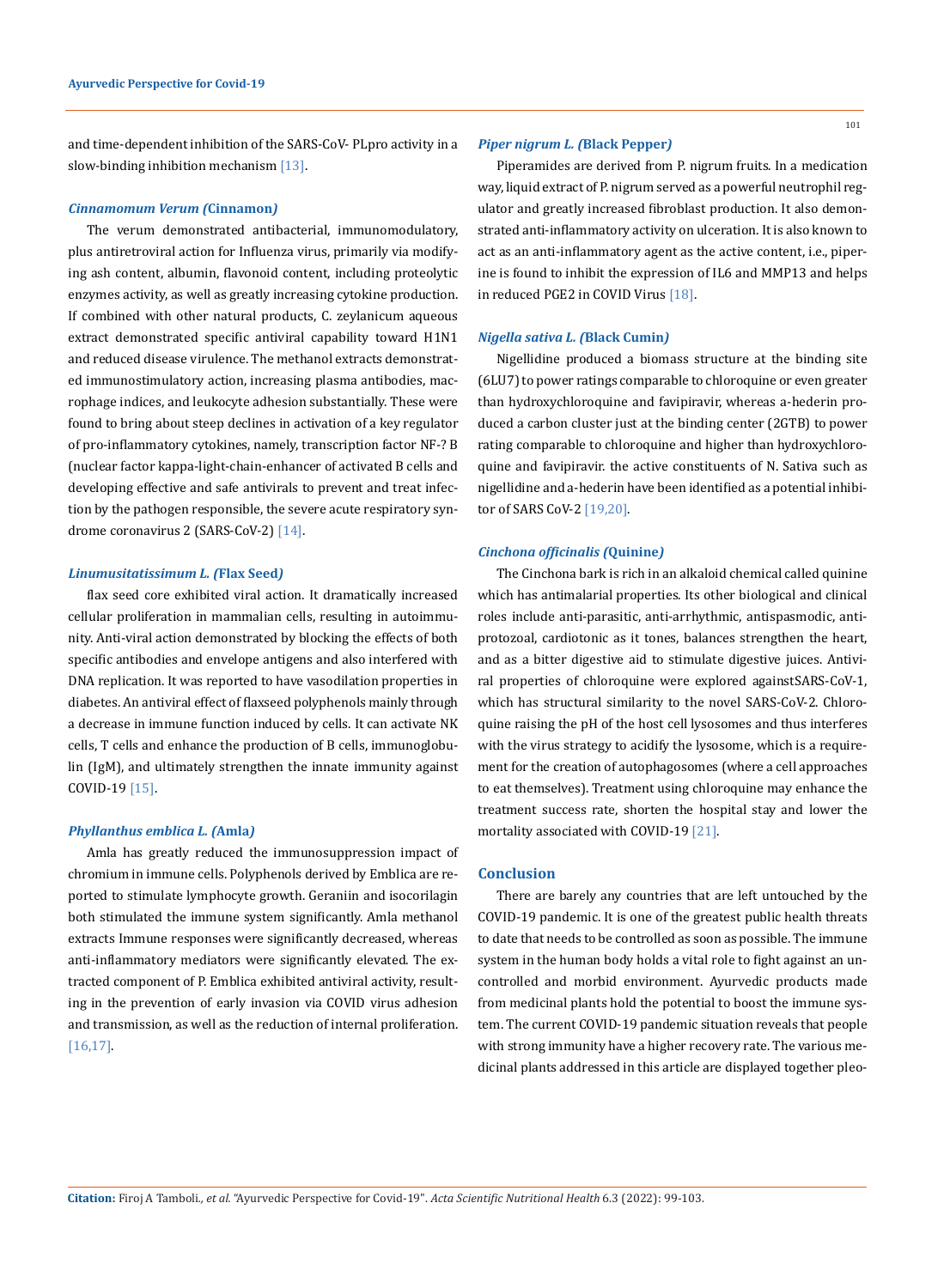and time-dependent inhibition of the SARS-CoV- PLpro activity in a slow-binding inhibition mechanism [13].

### *Cinnamomum Verum (*Cinnamon*)*

The verum demonstrated antibacterial, immunomodulatory, plus antiretroviral action for Influenza virus, primarily via modifying ash content, albumin, flavonoid content, including proteolytic enzymes activity, as well as greatly increasing cytokine production. If combined with other natural products, C. zeylanicum aqueous extract demonstrated specific antiviral capability toward H1N1 and reduced disease virulence. The methanol extracts demonstrated immunostimulatory action, increasing plasma antibodies, macrophage indices, and leukocyte adhesion substantially. These were found to bring about steep declines in activation of a key regulator of pro-inflammatory cytokines, namely, transcription factor NF-? B (nuclear factor kappa-light-chain-enhancer of activated B cells and developing effective and safe antivirals to prevent and treat infection by the pathogen responsible, the severe acute respiratory syndrome coronavirus 2 (SARS-CoV-2) [14].

### *Linumusitatissimum L. (*Flax Seed*)*

flax seed core exhibited viral action. It dramatically increased cellular proliferation in mammalian cells, resulting in autoimmunity. Anti-viral action demonstrated by blocking the effects of both specific antibodies and envelope antigens and also interfered with DNA replication. It was reported to have vasodilation properties in diabetes. An antiviral effect of flaxseed polyphenols mainly through a decrease in immune function induced by cells. It can activate NK cells, T cells and enhance the production of B cells, immunoglobulin (IgM), and ultimately strengthen the innate immunity against COVID-19 [15].

### *Phyllanthus emblica L. (*Amla*)*

Amla has greatly reduced the immunosuppression impact of chromium in immune cells. Polyphenols derived by Emblica are reported to stimulate lymphocyte growth. Geraniin and isocorilagin both stimulated the immune system significantly. Amla methanol extracts Immune responses were significantly decreased, whereas anti-inflammatory mediators were significantly elevated. The extracted component of P. Emblica exhibited antiviral activity, resulting in the prevention of early invasion via COVID virus adhesion and transmission, as well as the reduction of internal proliferation. [16,17].

### *Piper nigrum L. (*Black Pepper*)*

Piperamides are derived from P. nigrum fruits. In a medication way, liquid extract of P. nigrum served as a powerful neutrophil regulator and greatly increased fibroblast production. It also demonstrated anti-inflammatory activity on ulceration. It is also known to act as an anti-inflammatory agent as the active content, i.e., piperine is found to inhibit the expression of IL6 and MMP13 and helps in reduced PGE2 in COVID Virus [18].

### *Nigella sativa L. (*Black Cumin*)*

Nigellidine produced a biomass structure at the binding site (6LU7) to power ratings comparable to chloroquine or even greater than hydroxychloroquine and favipiravir, whereas a-hederin produced a carbon cluster just at the binding center (2GTB) to power rating comparable to chloroquine and higher than hydroxychloroquine and favipiravir. the active constituents of N. Sativa such as nigellidine and a-hederin have been identified as a potential inhibitor of SARS CoV-2 [19,20].

### *Cinchona officinalis (*Quinine*)*

The Cinchona bark is rich in an alkaloid chemical called quinine which has antimalarial properties. Its other biological and clinical roles include anti-parasitic, anti-arrhythmic, antispasmodic, antiprotozoal, cardiotonic as it tones, balances strengthen the heart, and as a bitter digestive aid to stimulate digestive juices. Antiviral properties of chloroquine were explored againstSARS-CoV-1, which has structural similarity to the novel SARS-CoV-2. Chloroquine raising the pH of the host cell lysosomes and thus interferes with the virus strategy to acidify the lysosome, which is a requirement for the creation of autophagosomes (where a cell approaches to eat themselves). Treatment using chloroquine may enhance the treatment success rate, shorten the hospital stay and lower the mortality associated with COVID-19 [21].

## Conclusion

There are barely any countries that are left untouched by the COVID-19 pandemic. It is one of the greatest public health threats to date that needs to be controlled as soon as possible. The immune system in the human body holds a vital role to fight against an uncontrolled and morbid environment. Ayurvedic products made from medicinal plants hold the potential to boost the immune system. The current COVID-19 pandemic situation reveals that people with strong immunity have a higher recovery rate. The various medicinal plants addressed in this article are displayed together pleo-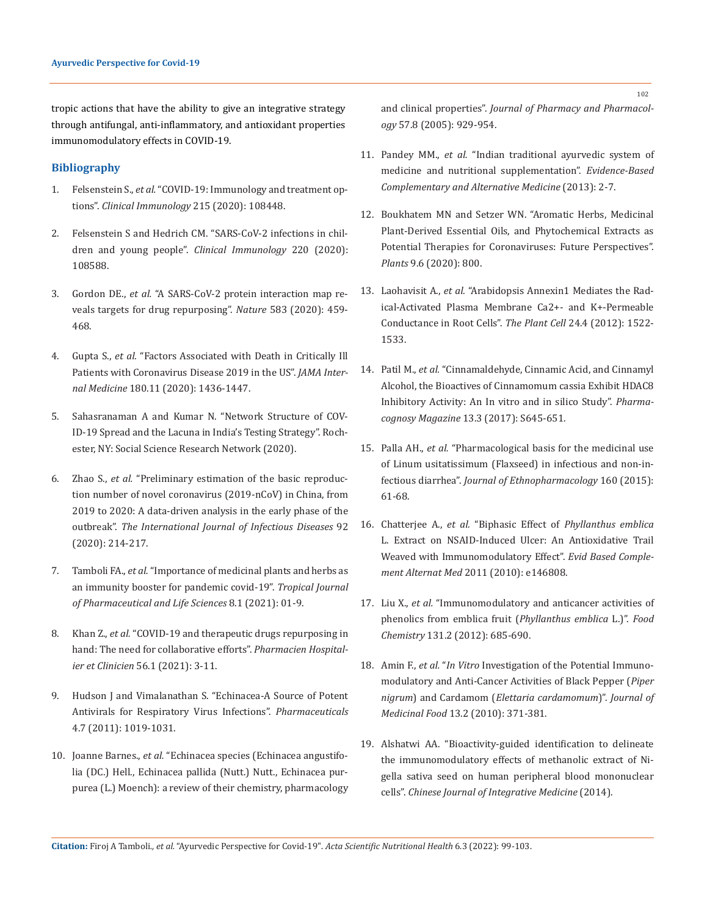tropic actions that have the ability to give an integrative strategy through antifungal, anti-inflammatory, and antioxidant properties immunomodulatory effects in COVID-19.

## Bibliography

1. Felsenstein S., *et al.* "COVID-19: Immunology and treatment options". *Clinical Immunology* 215 (2020): 108448.
2. Felsenstein S and Hedrich CM. "SARS-CoV-2 infections in children and young people". *Clinical Immunology* 220 (2020): 108588.
3. Gordon DE., *et al.* "A SARS-CoV-2 protein interaction map reveals targets for drug repurposing". *Nature* 583 (2020): 459-468.
4. Gupta S., *et al.* "Factors Associated with Death in Critically Ill Patients with Coronavirus Disease 2019 in the US". *JAMA Internal Medicine* 180.11 (2020): 1436-1447.
5. Sahasranaman A and Kumar N. "Network Structure of COVID-19 Spread and the Lacuna in India's Testing Strategy". Rochester, NY: Social Science Research Network (2020).
6. Zhao S., *et al.* "Preliminary estimation of the basic reproduction number of novel coronavirus (2019-nCoV) in China, from 2019 to 2020: A data-driven analysis in the early phase of the outbreak". *The International Journal of Infectious Diseases* 92 (2020): 214-217.
7. Tamboli FA., *et al.* "Importance of medicinal plants and herbs as an immunity booster for pandemic covid-19". *Tropical Journal of Pharmaceutical and Life Sciences* 8.1 (2021): 01-9.
8. Khan Z., *et al.* "COVID-19 and therapeutic drugs repurposing in hand: The need for collaborative efforts". *Pharmacien Hospitalier et Clinicien* 56.1 (2021): 3-11.
9. Hudson J and Vimalanathan S. "Echinacea-A Source of Potent Antivirals for Respiratory Virus Infections". *Pharmaceuticals* 4.7 (2011): 1019-1031.
10. Joanne Barnes., *et al.* "Echinacea species (Echinacea angustifolia (DC.) Hell., Echinacea pallida (Nutt.) Nutt., Echinacea purpurea (L.) Moench): a review of their chemistry, pharmacology and clinical properties". *Journal of Pharmacy and Pharmacology* 57.8 (2005): 929-954.
11. Pandey MM., *et al.* "Indian traditional ayurvedic system of medicine and nutritional supplementation". *Evidence-Based Complementary and Alternative Medicine* (2013): 2-7.
12. Boukhatem MN and Setzer WN. "Aromatic Herbs, Medicinal Plant-Derived Essential Oils, and Phytochemical Extracts as Potential Therapies for Coronaviruses: Future Perspectives". *Plants* 9.6 (2020): 800.
13. Laohavisit A., *et al.* "Arabidopsis Annexin1 Mediates the Radical-Activated Plasma Membrane Ca2+- and K+-Permeable Conductance in Root Cells". *The Plant Cell* 24.4 (2012): 1522-1533.
14. Patil M., *et al.* "Cinnamaldehyde, Cinnamic Acid, and Cinnamyl Alcohol, the Bioactives of Cinnamomum cassia Exhibit HDAC8 Inhibitory Activity: An In vitro and in silico Study". *Pharmacognosy Magazine* 13.3 (2017): S645-651.
15. Palla AH., *et al.* "Pharmacological basis for the medicinal use of Linum usitatissimum (Flaxseed) in infectious and non-infectious diarrhea". *Journal of Ethnopharmacology* 160 (2015): 61-68.
16. Chatterjee A., *et al.* "Biphasic Effect of *Phyllanthus emblica* L. Extract on NSAID-Induced Ulcer: An Antioxidative Trail Weaved with Immunomodulatory Effect". *Evid Based Complement Alternat Med* 2011 (2010): e146808.
17. Liu X., *et al.* "Immunomodulatory and anticancer activities of phenolics from emblica fruit (*Phyllanthus emblica* L.)". *Food Chemistry* 131.2 (2012): 685-690.
18. Amin F., *et al.* "*In Vitro* Investigation of the Potential Immunomodulatory and Anti-Cancer Activities of Black Pepper (*Piper nigrum*) and Cardamom (*Elettaria cardamomum*)". *Journal of Medicinal Food* 13.2 (2010): 371-381.
19. Alshatwi AA. "Bioactivity-guided identification to delineate the immunomodulatory effects of methanolic extract of Nigella sativa seed on human peripheral blood mononuclear cells". *Chinese Journal of Integrative Medicine* (2014).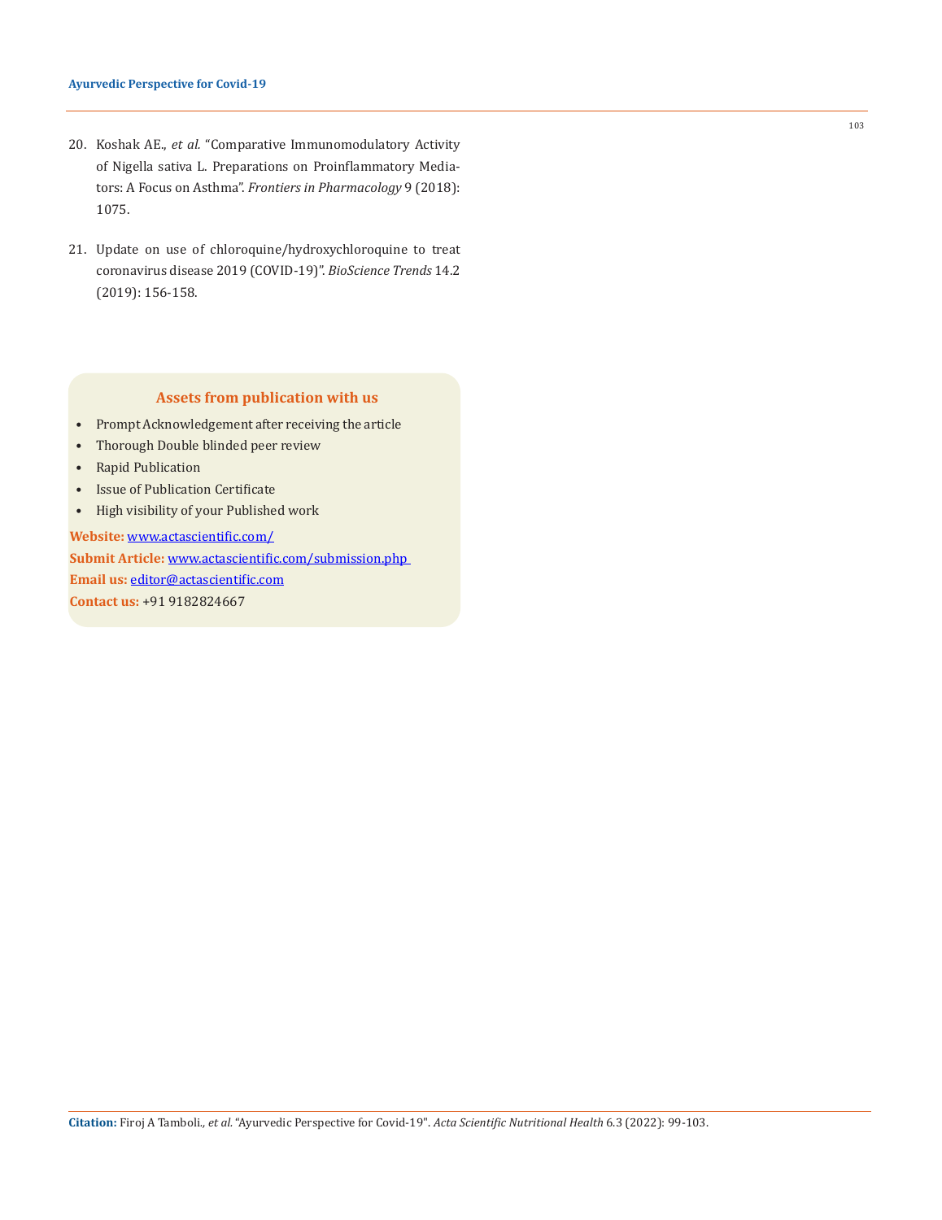20. Koshak AE., *et al.* "Comparative Immunomodulatory Activity of Nigella sativa L. Preparations on Proinflammatory Mediators: A Focus on Asthma". *Frontiers in Pharmacology* 9 (2018): 1075.

21. Update on use of chloroquine/hydroxychloroquine to treat coronavirus disease 2019 (COVID-19)". *BioScience Trends* 14.2 (2019): 156-158.

### Assets from publication with us

- Prompt Acknowledgement after receiving the article
- Thorough Double blinded peer review
- Rapid Publication
- Issue of Publication Certificate
- High visibility of your Published work

**Website:** www.actascientific.com/

**Submit Article:** www.actascientific.com/submission.php

**Email us:** editor@actascientific.com

**Contact us:** +91 9182824667